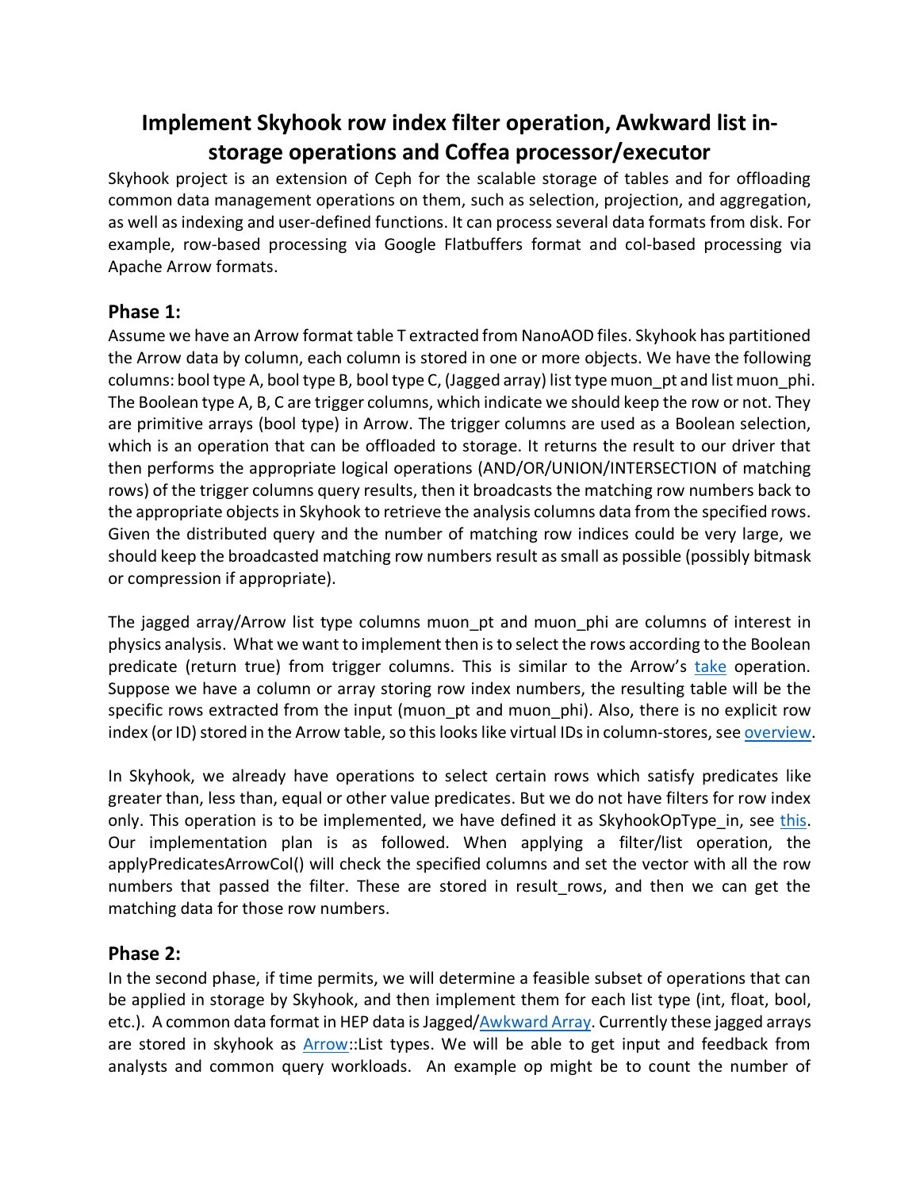# Implement Skyhook row index filter operation, Awkward list in-storage operations and Coffea processor/executor

Skyhook project is an extension of Ceph for the scalable storage of tables and for offloading common data management operations on them, such as selection, projection, and aggregation, as well as indexing and user-defined functions. It can process several data formats from disk. For example, row-based processing via Google Flatbuffers format and col-based processing via Apache Arrow formats.

## Phase 1:

Assume we have an Arrow format table T extracted from NanoAOD files. Skyhook has partitioned the Arrow data by column, each column is stored in one or more objects. We have the following columns: bool type A, bool type B, bool type C, (Jagged array) list type muon_pt and list muon_phi. The Boolean type A, B, C are trigger columns, which indicate we should keep the row or not. They are primitive arrays (bool type) in Arrow. The trigger columns are used as a Boolean selection, which is an operation that can be offloaded to storage. It returns the result to our driver that then performs the appropriate logical operations (AND/OR/UNION/INTERSECTION of matching rows) of the trigger columns query results, then it broadcasts the matching row numbers back to the appropriate objects in Skyhook to retrieve the analysis columns data from the specified rows. Given the distributed query and the number of matching row indices could be very large, we should keep the broadcasted matching row numbers result as small as possible (possibly bitmask or compression if appropriate).

The jagged array/Arrow list type columns muon_pt and muon_phi are columns of interest in physics analysis. What we want to implement then is to select the rows according to the Boolean predicate (return true) from trigger columns. This is similar to the Arrow's take operation. Suppose we have a column or array storing row index numbers, the resulting table will be the specific rows extracted from the input (muon_pt and muon_phi). Also, there is no explicit row index (or ID) stored in the Arrow table, so this looks like virtual IDs in column-stores, see overview.

In Skyhook, we already have operations to select certain rows which satisfy predicates like greater than, less than, equal or other value predicates. But we do not have filters for row index only. This operation is to be implemented, we have defined it as SkyhookOpType_in, see this. Our implementation plan is as followed. When applying a filter/list operation, the applyPredicatesArrowCol() will check the specified columns and set the vector with all the row numbers that passed the filter. These are stored in result_rows, and then we can get the matching data for those row numbers.

## Phase 2:

In the second phase, if time permits, we will determine a feasible subset of operations that can be applied in storage by Skyhook, and then implement them for each list type (int, float, bool, etc.). A common data format in HEP data is Jagged/Awkward Array. Currently these jagged arrays are stored in skyhook as Arrow::List types. We will be able to get input and feedback from analysts and common query workloads. An example op might be to count the number of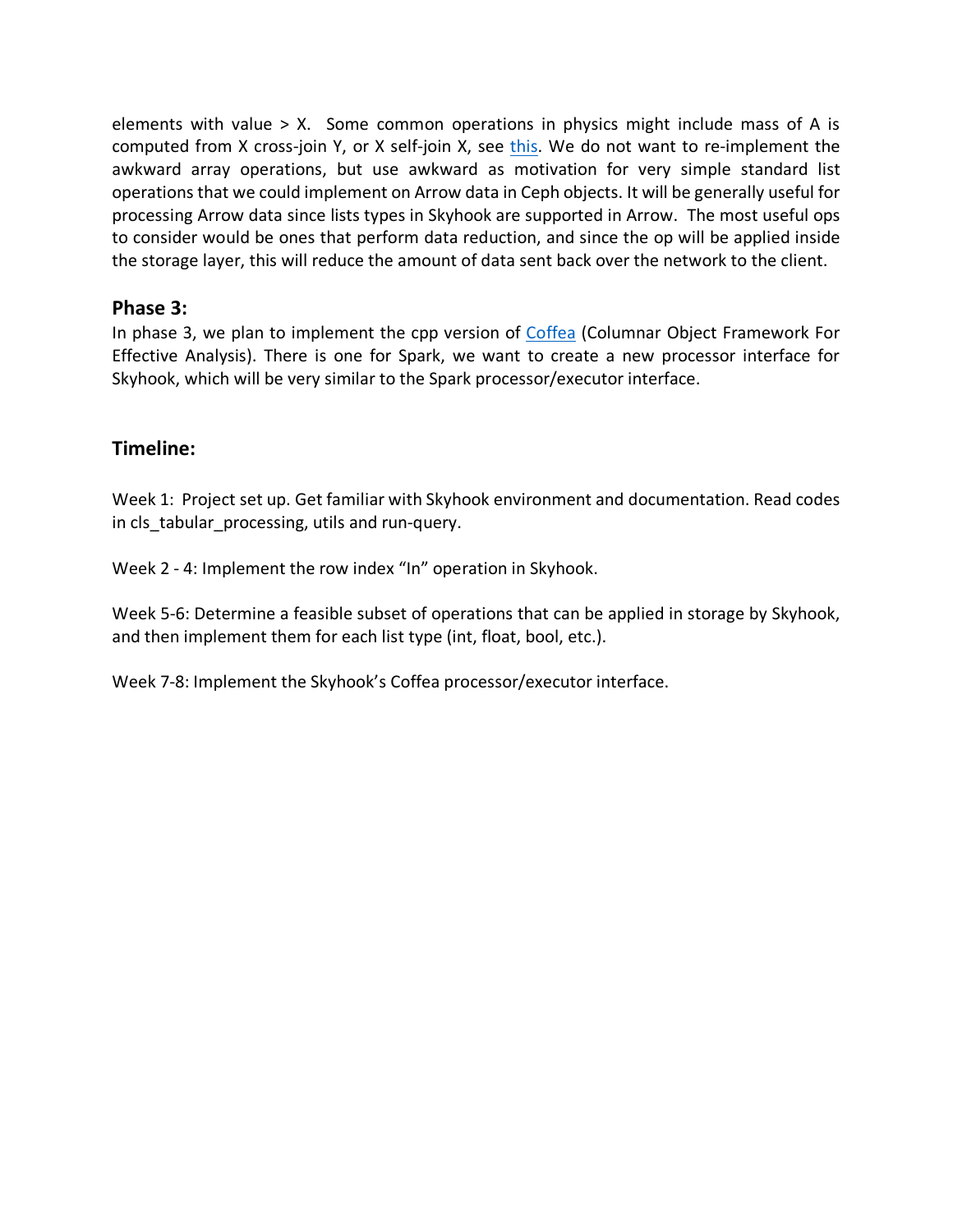elements with value > X. Some common operations in physics might include mass of A is computed from X cross-join Y, or X self-join X, see [this](). We do not want to re-implement the awkward array operations, but use awkward as motivation for very simple standard list operations that we could implement on Arrow data in Ceph objects. It will be generally useful for processing Arrow data since lists types in Skyhook are supported in Arrow. The most useful ops to consider would be ones that perform data reduction, and since the op will be applied inside the storage layer, this will reduce the amount of data sent back over the network to the client.

### Phase 3:

In phase 3, we plan to implement the cpp version of [Coffea]() (Columnar Object Framework For Effective Analysis). There is one for Spark, we want to create a new processor interface for Skyhook, which will be very similar to the Spark processor/executor interface.

### Timeline:

Week 1: Project set up. Get familiar with Skyhook environment and documentation. Read codes in cls_tabular_processing, utils and run-query.

Week 2 - 4: Implement the row index "In" operation in Skyhook.

Week 5-6: Determine a feasible subset of operations that can be applied in storage by Skyhook, and then implement them for each list type (int, float, bool, etc.).

Week 7-8: Implement the Skyhook's Coffea processor/executor interface.